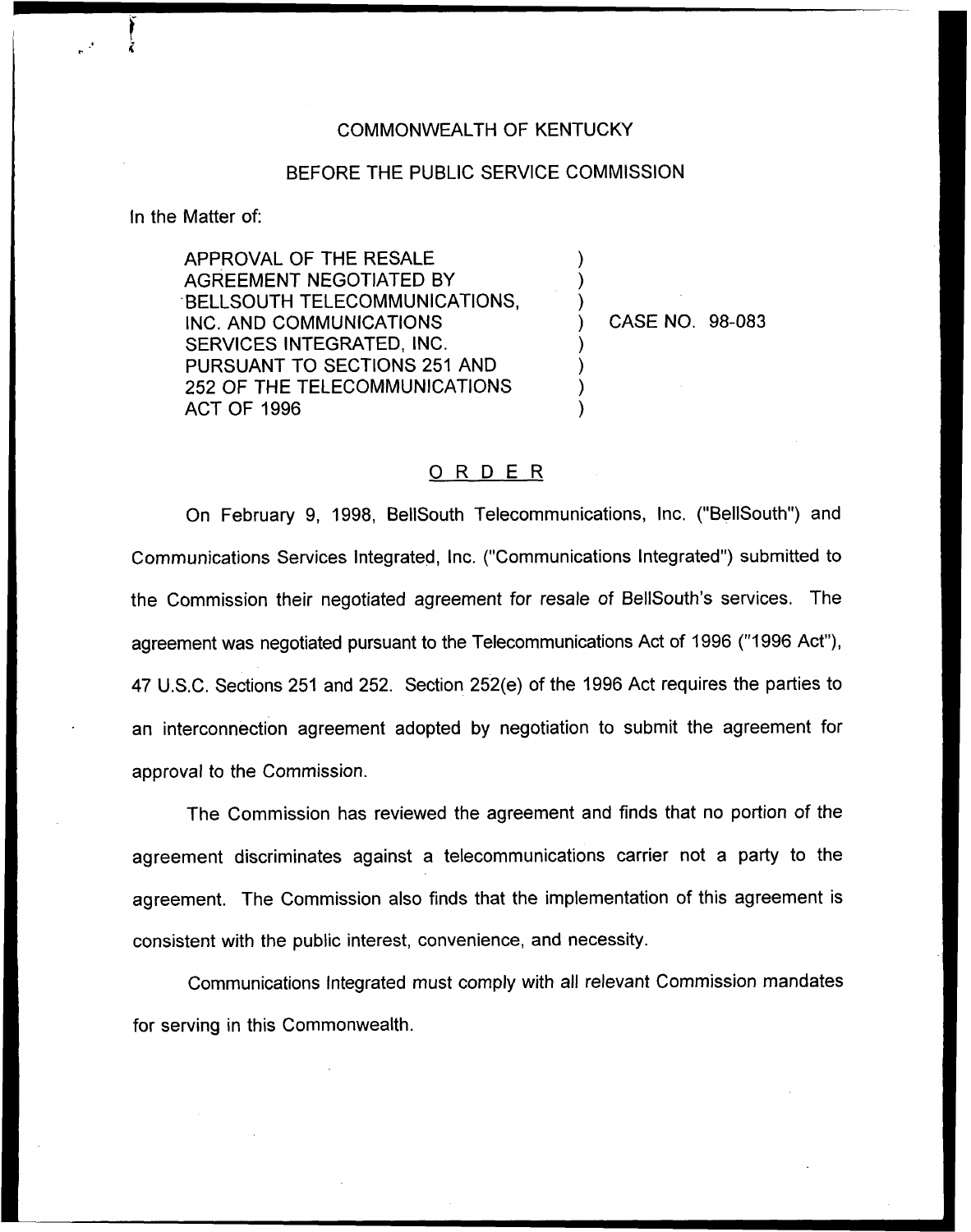COMMONWEALTH OF KENTUCKY

BEFORE THE PUBLIC SERVICE COMMISSION

In the Matter of:

APPROVAL OF THE RESALE AGREEMENT NEGOTIATED BY BELLSOUTH TELECOMMUNICATIONS, INC. AND COMMUNICATIONS SERVICES INTEGRATED, INC. PURSUANT TO SECTIONS 251 AND 252 OF THE TELECOMMUNICATIONS ACT OF 1996

CASE NO. 98-083

## ORDER

On February 9, 1998, BellSouth Telecommunications, Inc. ("BellSouth") and Communications Services Integrated, Inc. ("Communications Integrated") submitted to the Commission their negotiated agreement for resale of BellSouth's services. The agreement was negotiated pursuant to the Telecommunications Act of 1996 ("1996 Act"), 47 U.S.C. Sections 251 and 252. Section 252(e) of the 1996 Act requires the parties to an interconnection agreement adopted by negotiation to submit the agreement for approval to the Commission.

The Commission has reviewed the agreement and finds that no portion of the agreement discriminates against a telecommunications carrier not a party to the agreement. The Commission also finds that the implementation of this agreement is consistent with the public interest, convenience, and necessity.

Communications Integrated must comply with all relevant Commission mandates for serving in this Commonwealth.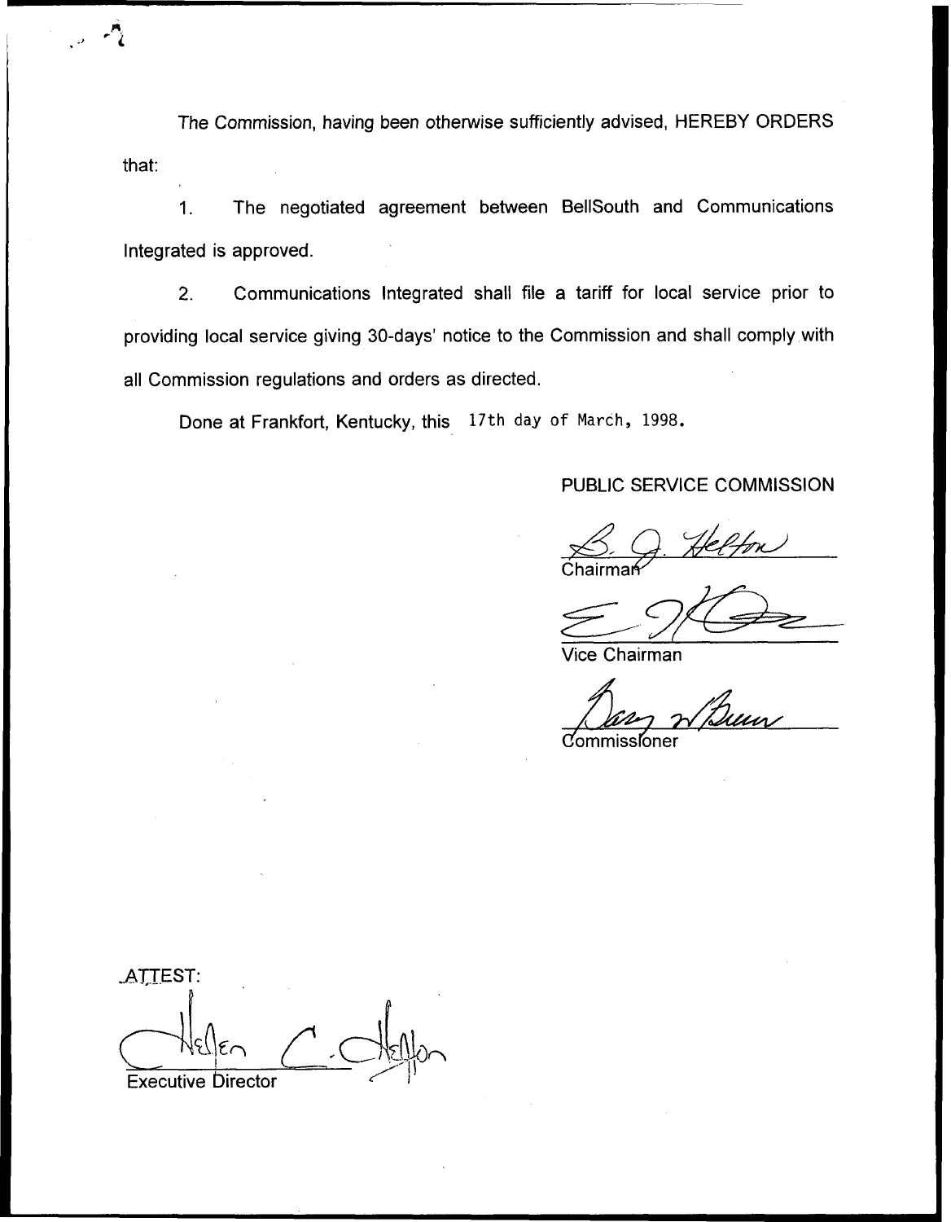The Commission, having been otherwise sufficiently advised, HEREBY ORDERS that:

1. The negotiated agreement between BellSouth and Communications Integrated is approved.

2. Communications Integrated shall file a tariff for local service prior to providing local service giving 30-days' notice to the Commission and shall comply with all Commission regulations and orders as directed.

Done at Frankfort, Kentucky, this 17th day of March, 1998.

PUBLIC SERVICE COMMISSION

Chairman

Vice Chairman

Commissioner

ATTEST:

Executive Director